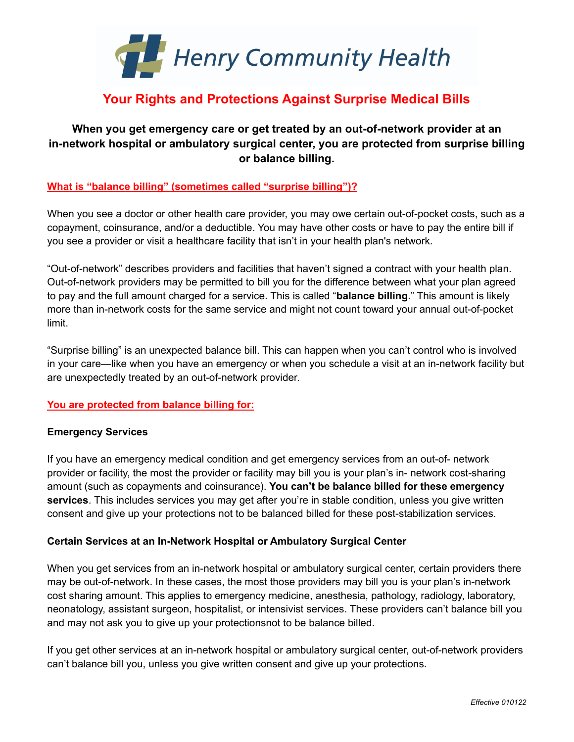# Henry Community Health

## Your Rights and Protections Against Surprise Medical Bills

**When you get emergency care or get treated by an out-of-network provider at an in-network hospital or ambulatory surgical center, you are protected from surprise billing or balance billing.**

### What is "balance billing" (sometimes called "surprise billing")?

When you see a doctor or other health care provider, you may owe certain out-of-pocket costs, such as a copayment, coinsurance, and/or a deductible. You may have other costs or have to pay the entire bill if you see a provider or visit a healthcare facility that isn't in your health plan's network.

"Out-of-network" describes providers and facilities that haven't signed a contract with your health plan. Out-of-network providers may be permitted to bill you for the difference between what your plan agreed to pay and the full amount charged for a service. This is called "**balance billing**." This amount is likely more than in-network costs for the same service and might not count toward your annual out-of-pocket limit.

"Surprise billing" is an unexpected balance bill. This can happen when you can't control who is involved in your care—like when you have an emergency or when you schedule a visit at an in-network facility but are unexpectedly treated by an out-of-network provider.

### You are protected from balance billing for:

**Emergency Services**

If you have an emergency medical condition and get emergency services from an out-of- network provider or facility, the most the provider or facility may bill you is your plan's in- network cost-sharing amount (such as copayments and coinsurance). **You can't be balance billed for these emergency services**. This includes services you may get after you're in stable condition, unless you give written consent and give up your protections not to be balanced billed for these post-stabilization services.

**Certain Services at an In-Network Hospital or Ambulatory Surgical Center**

When you get services from an in-network hospital or ambulatory surgical center, certain providers there may be out-of-network. In these cases, the most those providers may bill you is your plan's in-network cost sharing amount. This applies to emergency medicine, anesthesia, pathology, radiology, laboratory, neonatology, assistant surgeon, hospitalist, or intensivist services. These providers can't balance bill you and may not ask you to give up your protectionsnot to be balance billed.

If you get other services at an in-network hospital or ambulatory surgical center, out-of-network providers can't balance bill you, unless you give written consent and give up your protections.

*Effective 010122*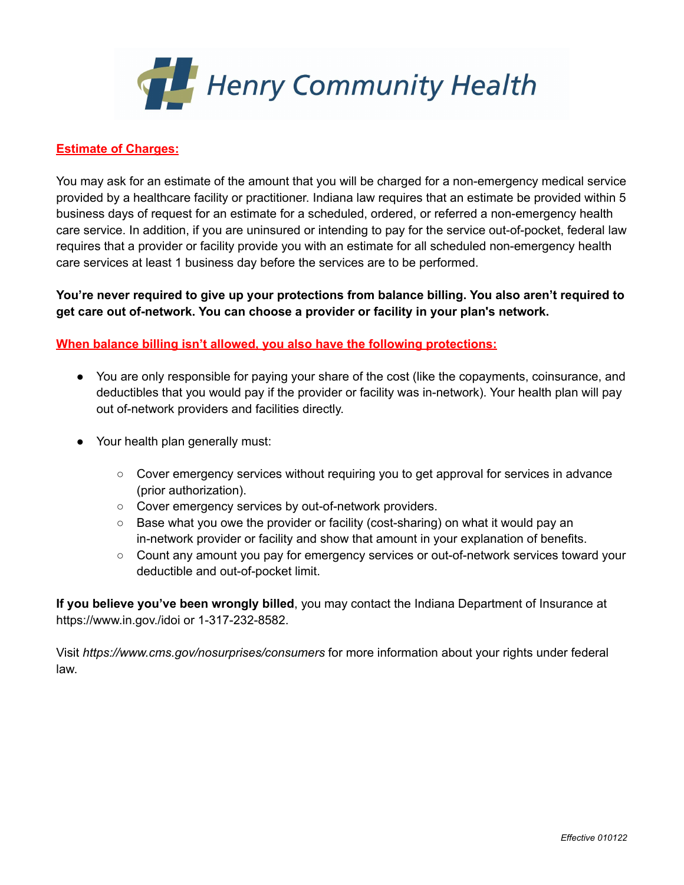Henry Community Health

## Estimate of Charges:

You may ask for an estimate of the amount that you will be charged for a non-emergency medical service provided by a healthcare facility or practitioner. Indiana law requires that an estimate be provided within 5 business days of request for an estimate for a scheduled, ordered, or referred a non-emergency health care service. In addition, if you are uninsured or intending to pay for the service out-of-pocket, federal law requires that a provider or facility provide you with an estimate for all scheduled non-emergency health care services at least 1 business day before the services are to be performed.

**You're never required to give up your protections from balance billing. You also aren't required to get care out of-network. You can choose a provider or facility in your plan's network.**

## When balance billing isn't allowed, you also have the following protections:

- You are only responsible for paying your share of the cost (like the copayments, coinsurance, and deductibles that you would pay if the provider or facility was in-network). Your health plan will pay out of-network providers and facilities directly.
- Your health plan generally must:
  - Cover emergency services without requiring you to get approval for services in advance (prior authorization).
  - Cover emergency services by out-of-network providers.
  - Base what you owe the provider or facility (cost-sharing) on what it would pay an in-network provider or facility and show that amount in your explanation of benefits.
  - Count any amount you pay for emergency services or out-of-network services toward your deductible and out-of-pocket limit.

**If you believe you've been wrongly billed**, you may contact the Indiana Department of Insurance at https://www.in.gov./idoi or 1-317-232-8582.

Visit *https://www.cms.gov/nosurprises/consumers* for more information about your rights under federal law.

*Effective 010122*